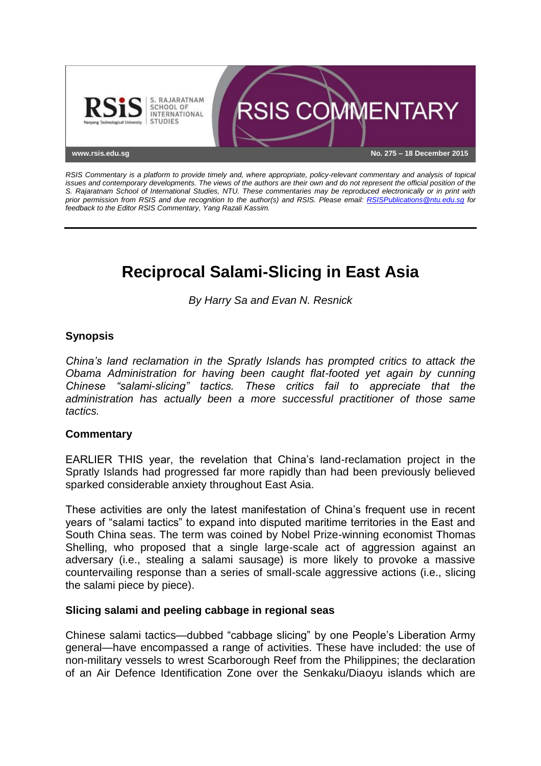RSIS Commentary is a platform to provide timely and, where appropriate, policy-relevant commentary and analysis of topical issues and contemporary developments. The views of the authors are their own and do not represent the official position of the S. Rajaratnam School of International Studies, NTU. These commentaries may be reproduced electronically or in print with prior permission from RSIS and due recognition to the author(s) and RSIS. Please email: RSISPublications@ntu.edu.sg for feedback to the Editor RSIS Commentary, Yang Razali Kassim.

No. 275 – 18 December 2015

# Reciprocal Salami-Slicing in East Asia

*By Harry Sa and Evan N. Resnick*

## Synopsis

*China's land reclamation in the Spratly Islands has prompted critics to attack the Obama Administration for having been caught flat-footed yet again by cunning Chinese "salami-slicing" tactics. These critics fail to appreciate that the administration has actually been a more successful practitioner of those same tactics.*

## Commentary

EARLIER THIS year, the revelation that China's land-reclamation project in the Spratly Islands had progressed far more rapidly than had been previously believed sparked considerable anxiety throughout East Asia.

These activities are only the latest manifestation of China's frequent use in recent years of "salami tactics" to expand into disputed maritime territories in the East and South China seas. The term was coined by Nobel Prize-winning economist Thomas Shelling, who proposed that a single large-scale act of aggression against an adversary (i.e., stealing a salami sausage) is more likely to provoke a massive countervailing response than a series of small-scale aggressive actions (i.e., slicing the salami piece by piece).

### Slicing salami and peeling cabbage in regional seas

Chinese salami tactics—dubbed "cabbage slicing" by one People's Liberation Army general—have encompassed a range of activities. These have included: the use of non-military vessels to wrest Scarborough Reef from the Philippines; the declaration of an Air Defence Identification Zone over the Senkaku/Diaoyu islands which are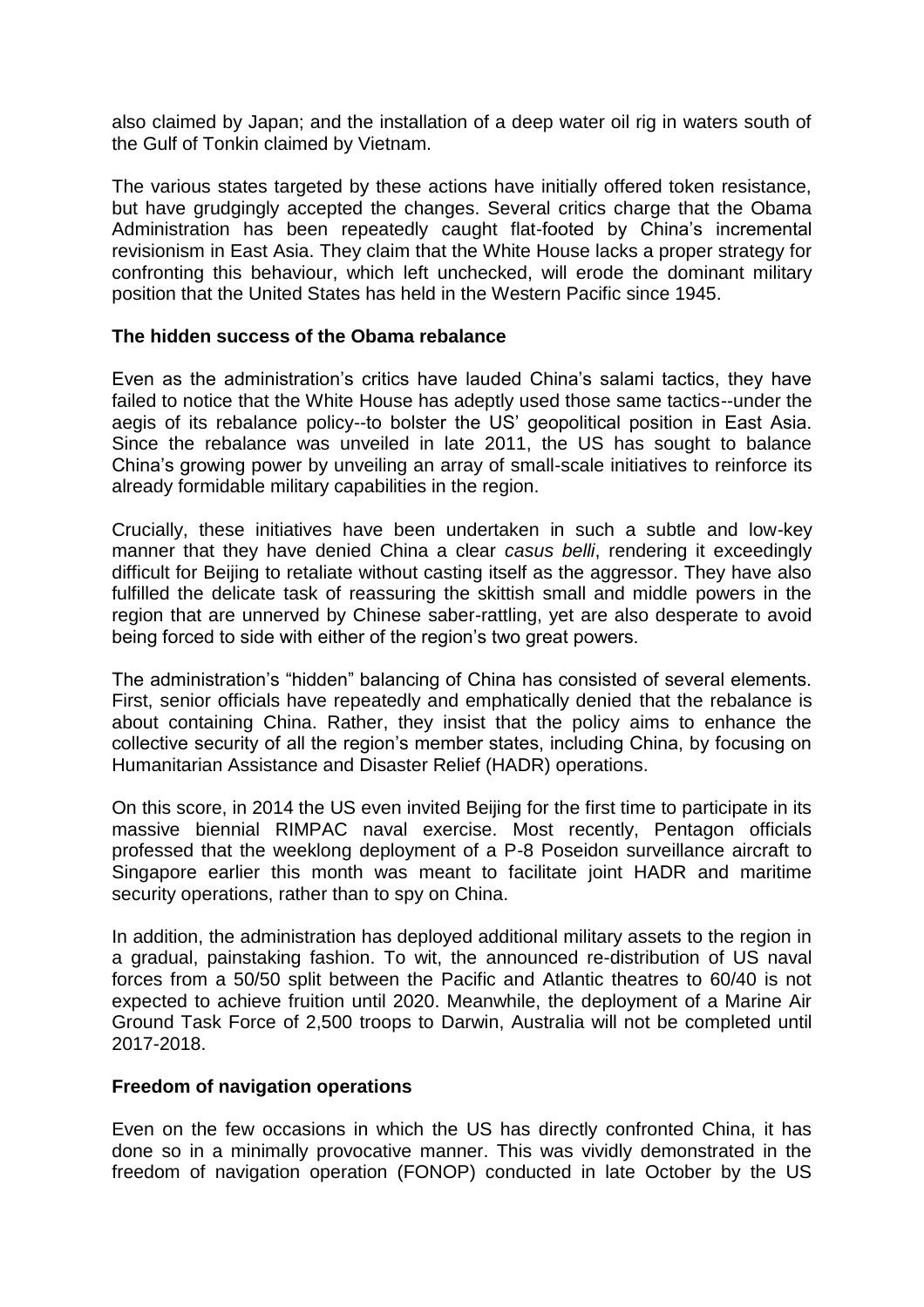also claimed by Japan; and the installation of a deep water oil rig in waters south of the Gulf of Tonkin claimed by Vietnam.

The various states targeted by these actions have initially offered token resistance, but have grudgingly accepted the changes. Several critics charge that the Obama Administration has been repeatedly caught flat-footed by China's incremental revisionism in East Asia. They claim that the White House lacks a proper strategy for confronting this behaviour, which left unchecked, will erode the dominant military position that the United States has held in the Western Pacific since 1945.

**The hidden success of the Obama rebalance**

Even as the administration's critics have lauded China's salami tactics, they have failed to notice that the White House has adeptly used those same tactics--under the aegis of its rebalance policy--to bolster the US' geopolitical position in East Asia. Since the rebalance was unveiled in late 2011, the US has sought to balance China's growing power by unveiling an array of small-scale initiatives to reinforce its already formidable military capabilities in the region.

Crucially, these initiatives have been undertaken in such a subtle and low-key manner that they have denied China a clear *casus belli*, rendering it exceedingly difficult for Beijing to retaliate without casting itself as the aggressor. They have also fulfilled the delicate task of reassuring the skittish small and middle powers in the region that are unnerved by Chinese saber-rattling, yet are also desperate to avoid being forced to side with either of the region's two great powers.

The administration's "hidden" balancing of China has consisted of several elements. First, senior officials have repeatedly and emphatically denied that the rebalance is about containing China. Rather, they insist that the policy aims to enhance the collective security of all the region's member states, including China, by focusing on Humanitarian Assistance and Disaster Relief (HADR) operations.

On this score, in 2014 the US even invited Beijing for the first time to participate in its massive biennial RIMPAC naval exercise. Most recently, Pentagon officials professed that the weeklong deployment of a P-8 Poseidon surveillance aircraft to Singapore earlier this month was meant to facilitate joint HADR and maritime security operations, rather than to spy on China.

In addition, the administration has deployed additional military assets to the region in a gradual, painstaking fashion. To wit, the announced re-distribution of US naval forces from a 50/50 split between the Pacific and Atlantic theatres to 60/40 is not expected to achieve fruition until 2020. Meanwhile, the deployment of a Marine Air Ground Task Force of 2,500 troops to Darwin, Australia will not be completed until 2017-2018.

**Freedom of navigation operations**

Even on the few occasions in which the US has directly confronted China, it has done so in a minimally provocative manner. This was vividly demonstrated in the freedom of navigation operation (FONOP) conducted in late October by the US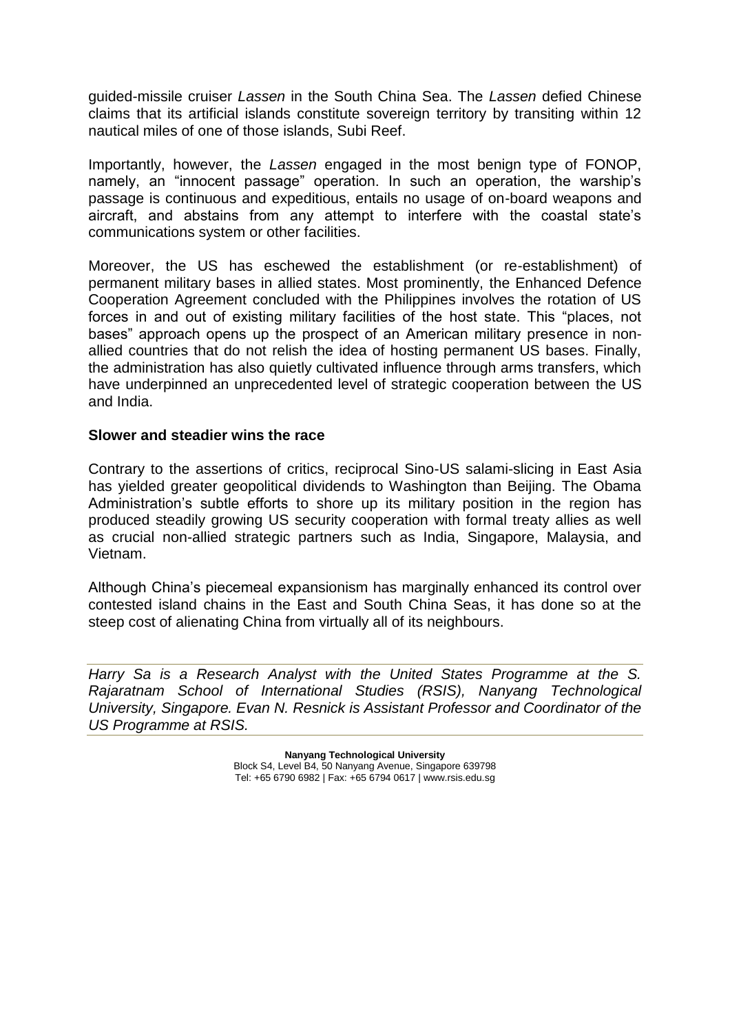guided-missile cruiser *Lassen* in the South China Sea. The *Lassen* defied Chinese claims that its artificial islands constitute sovereign territory by transiting within 12 nautical miles of one of those islands, Subi Reef.

Importantly, however, the *Lassen* engaged in the most benign type of FONOP, namely, an "innocent passage" operation. In such an operation, the warship's passage is continuous and expeditious, entails no usage of on-board weapons and aircraft, and abstains from any attempt to interfere with the coastal state's communications system or other facilities.

Moreover, the US has eschewed the establishment (or re-establishment) of permanent military bases in allied states. Most prominently, the Enhanced Defence Cooperation Agreement concluded with the Philippines involves the rotation of US forces in and out of existing military facilities of the host state. This "places, not bases" approach opens up the prospect of an American military presence in non-allied countries that do not relish the idea of hosting permanent US bases. Finally, the administration has also quietly cultivated influence through arms transfers, which have underpinned an unprecedented level of strategic cooperation between the US and India.

**Slower and steadier wins the race**

Contrary to the assertions of critics, reciprocal Sino-US salami-slicing in East Asia has yielded greater geopolitical dividends to Washington than Beijing. The Obama Administration's subtle efforts to shore up its military position in the region has produced steadily growing US security cooperation with formal treaty allies as well as crucial non-allied strategic partners such as India, Singapore, Malaysia, and Vietnam.

Although China's piecemeal expansionism has marginally enhanced its control over contested island chains in the East and South China Seas, it has done so at the steep cost of alienating China from virtually all of its neighbours.

*Harry Sa is a Research Analyst with the United States Programme at the S. Rajaratnam School of International Studies (RSIS), Nanyang Technological University, Singapore. Evan N. Resnick is Assistant Professor and Coordinator of the US Programme at RSIS.*

**Nanyang Technological University**
Block S4, Level B4, 50 Nanyang Avenue, Singapore 639798
Tel: +65 6790 6982 | Fax: +65 6794 0617 | www.rsis.edu.sg